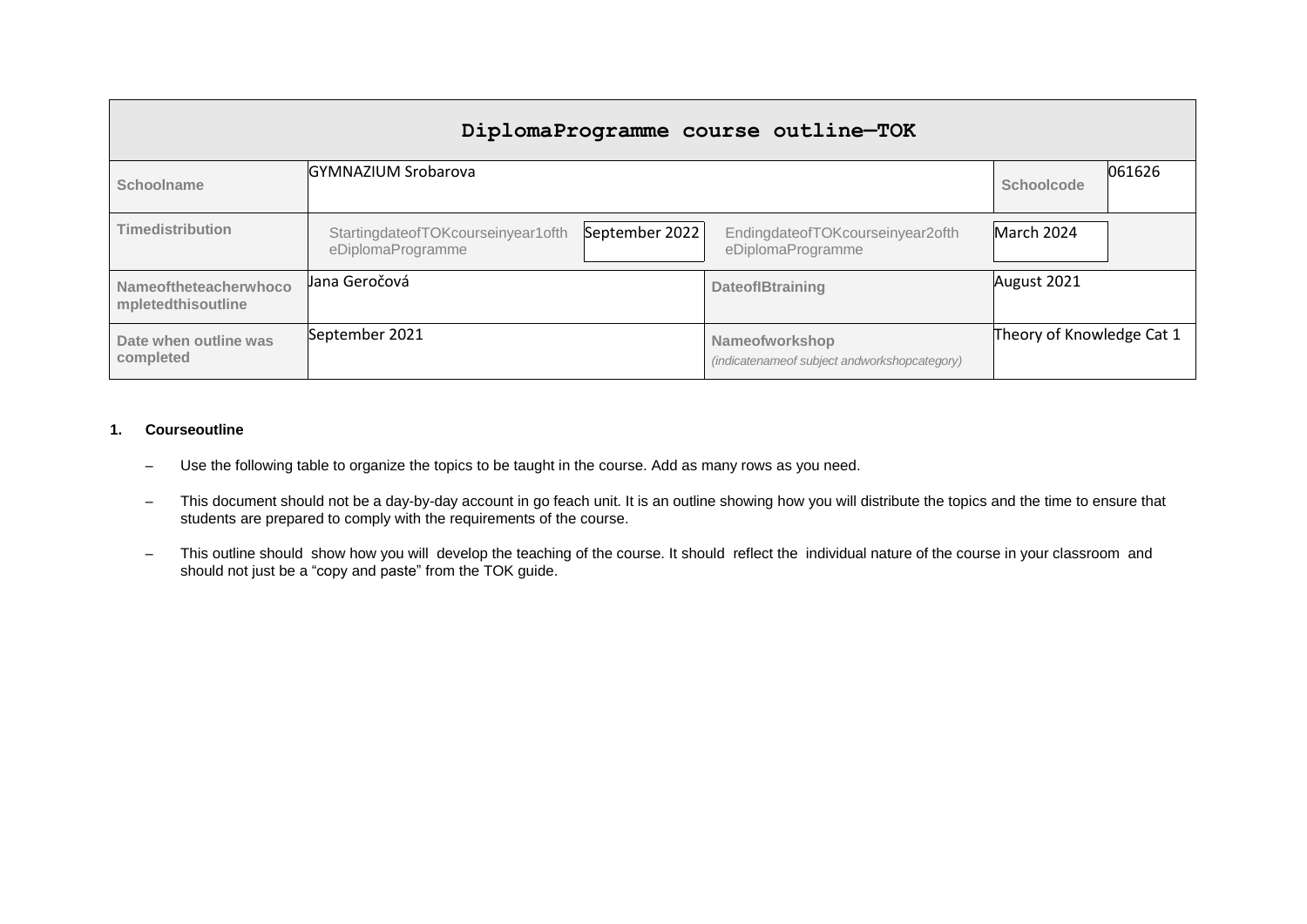| DiplomaProgramme course outline—TOK | | | | | |
|---|---|---|---|---|---|
| Schoolname | GYMNAZIUM Srobarova | | | Schoolcode | 061626 |
| Timedistribution | StartingdateofTOKcourseinyear1ofth eDiplomaProgramme | September 2022 | EndingdateofTOKcourseinyear2ofth eDiplomaProgramme | March 2024 | |
| Nameoftheteacherwhoco mpletedthisoutline | Jana Geročová | | DateofIBtraining | August 2021 | |
| Date when outline was completed | September 2021 | | Nameofworkshop *(indicatenameof subject andworkshopcategory)* | Theory of Knowledge Cat 1 | |

**1. Courseoutline**

– Use the following table to organize the topics to be taught in the course. Add as many rows as you need.

– This document should not be a day-by-day account in go feach unit. It is an outline showing how you will distribute the topics and the time to ensure that students are prepared to comply with the requirements of the course.

– This outline should show how you will develop the teaching of the course. It should reflect the individual nature of the course in your classroom and should not just be a "copy and paste" from the TOK guide.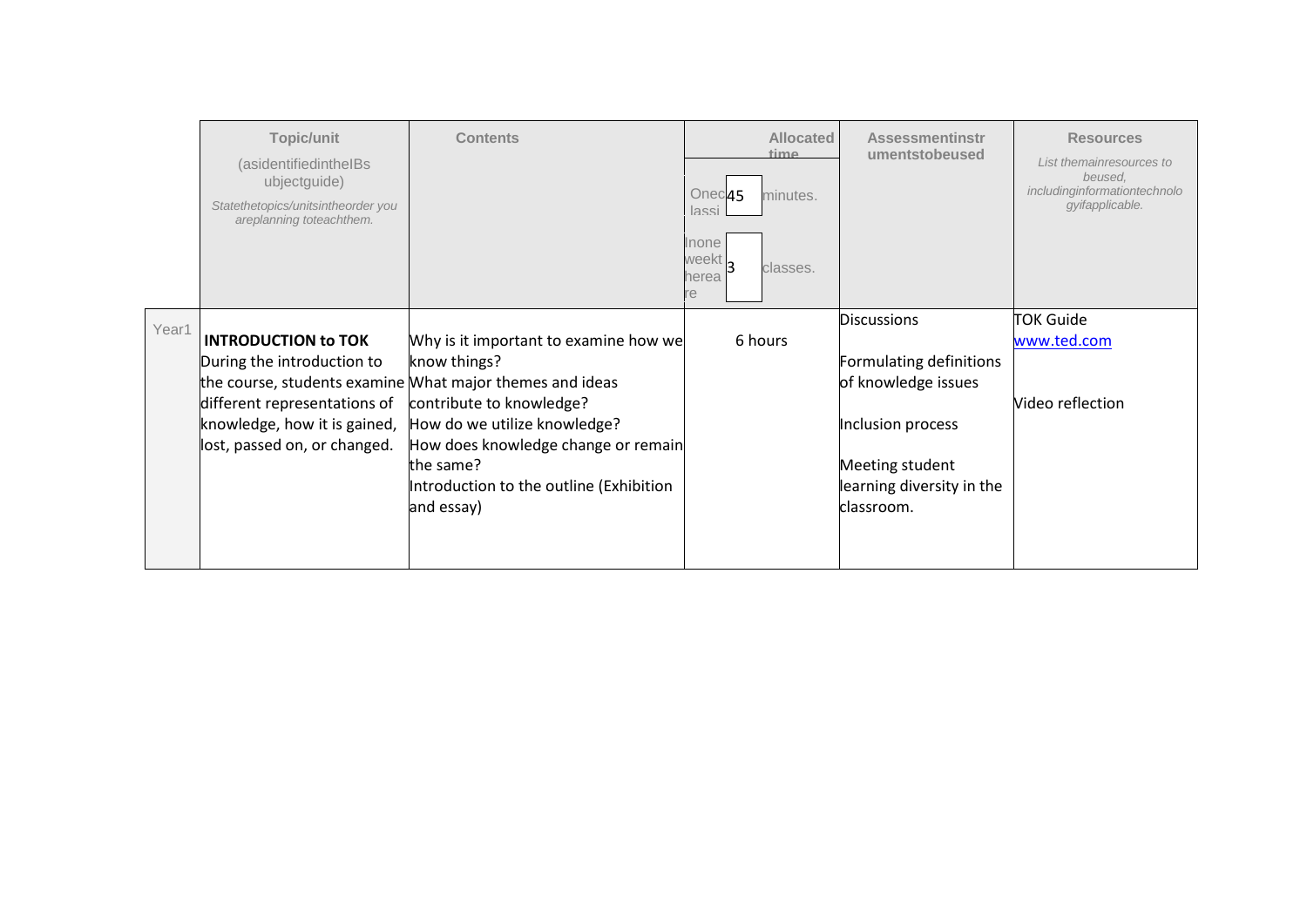| | Topic/unit (asidentifiedintheIBs ubjectguide) *Statethetopics/unitsintheorder you areplanning toeachthem.* | Contents | Allocated time Oneclassi 45 minutes. Inone weekthereare 3 classes. | Assessmentinstrumentstobeused | Resources *List themainresources to beused, includinginformationtechnologyifapplicable.* |
|---|---|---|---|---|---|
| Year1 | **INTRODUCTION to TOK** During the introduction to the course, students examine different representations of knowledge, how it is gained, lost, passed on, or changed. | Why is it important to examine how we know things? What major themes and ideas contribute to knowledge? How do we utilize knowledge? How does knowledge change or remain the same? Introduction to the outline (Exhibition and essay) | 6 hours | Discussions<br><br>Formulating definitions of knowledge issues<br><br>Inclusion process<br><br>Meeting student learning diversity in the classroom. | TOK Guide<br>www.ted.com<br><br>Video reflection |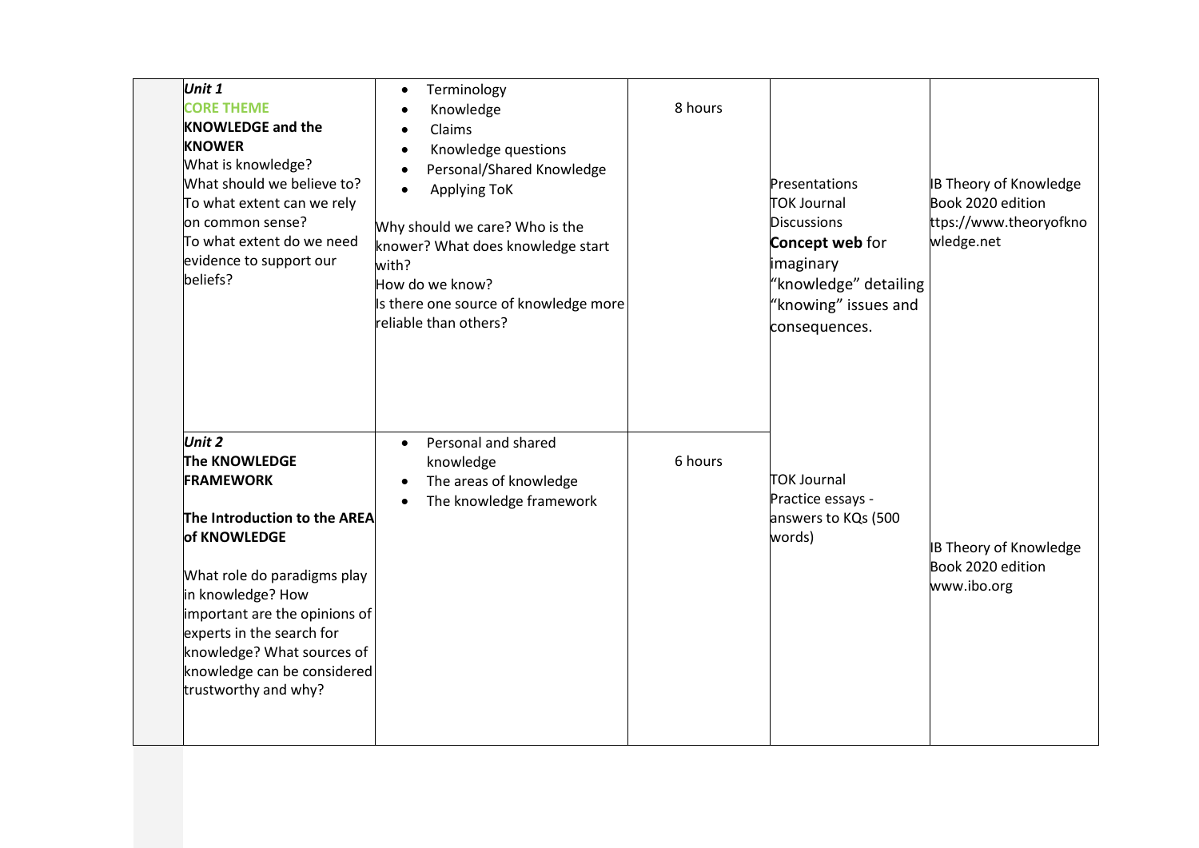| | | | | | |
|---|---|---|---|---|---|
| | ***Unit 1***<br>**CORE THEME**<br>**KNOWLEDGE and the KNOWER**<br>What is knowledge?<br>What should we believe to?<br>To what extent can we rely on common sense?<br>To what extent do we need evidence to support our beliefs? | • Terminology<br>• Knowledge<br>• Claims<br>• Knowledge questions<br>• Personal/Shared Knowledge<br>• Applying ToK<br><br>Why should we care? Who is the knower? What does knowledge start with?<br>How do we know?<br>Is there one source of knowledge more reliable than others? | 8 hours | Presentations<br>TOK Journal<br>Discussions<br>**Concept web** for imaginary "knowledge" detailing "knowing" issues and consequences. | IB Theory of Knowledge Book 2020 edition<br>ttps://www.theoryofknowledge.net |
| | ***Unit 2***<br>**The KNOWLEDGE FRAMEWORK**<br><br>**The Introduction to the AREA of KNOWLEDGE**<br><br>What role do paradigms play in knowledge? How important are the opinions of experts in the search for knowledge? What sources of knowledge can be considered trustworthy and why? | • Personal and shared knowledge<br>• The areas of knowledge<br>• The knowledge framework | 6 hours | TOK Journal<br>Practice essays - answers to KQs (500 words) | IB Theory of Knowledge Book 2020 edition<br>www.ibo.org |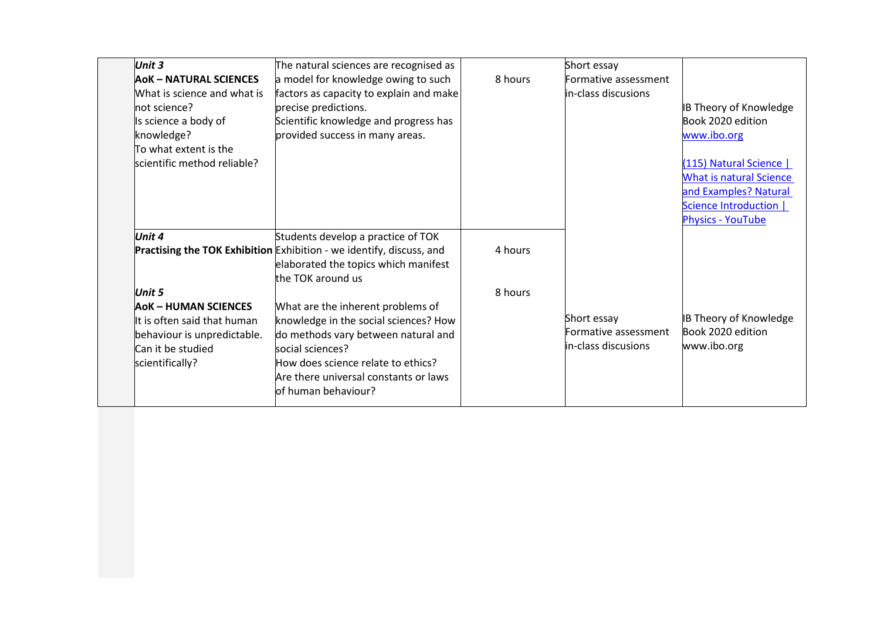| | | | | | |
|---|---|---|---|---|---|
| | ***Unit 3***<br>**AoK – NATURAL SCIENCES**<br>What is science and what is not science?<br>Is science a body of knowledge?<br>To what extent is the scientific method reliable? | The natural sciences are recognised as a model for knowledge owing to such factors as capacity to explain and make precise predictions.<br>Scientific knowledge and progress has provided success in many areas. | 8 hours | Short essay<br>Formative assessment<br>in-class discusions | IB Theory of Knowledge Book 2020 edition<br>www.ibo.org<br><br>(115) Natural Science \| What is natural Science and Examples? Natural Science Introduction \| Physics - YouTube |
| | ***Unit 4***<br>**Practising the TOK Exhibition**<br><br>***Unit 5***<br>**AoK – HUMAN SCIENCES**<br>It is often said that human behaviour is unpredictable. Can it be studied scientifically? | Students develop a practice of TOK Exhibition - we identify, discuss, and elaborated the topics which manifest the TOK around us<br><br>What are the inherent problems of knowledge in the social sciences? How do methods vary between natural and social sciences?<br>How does science relate to ethics?<br>Are there universal constants or laws of human behaviour? | 4 hours<br><br>8 hours | Short essay<br>Formative assessment<br>in-class discusions | IB Theory of Knowledge Book 2020 edition<br>www.ibo.org |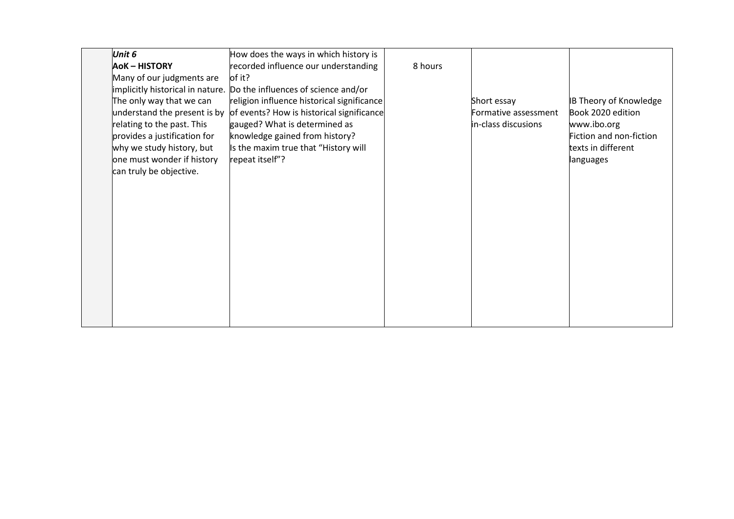|  | ***Unit 6***<br>**AoK – HISTORY**<br>Many of our judgments are implicitly historical in nature. The only way that we can understand the present is by relating to the past. This provides a justification for why we study history, but one must wonder if history can truly be objective. | How does the ways in which history is recorded influence our understanding of it?<br>Do the influences of science and/or religion influence historical significance of events? How is historical significance gauged? What is determined as knowledge gained from history?<br>Is the maxim true that "History will repeat itself"? | 8 hours | Short essay<br>Formative assessment<br>in-class discusions | IB Theory of Knowledge Book 2020 edition<br>www.ibo.org<br>Fiction and non-fiction texts in different languages |
|---|---|---|---|---|---|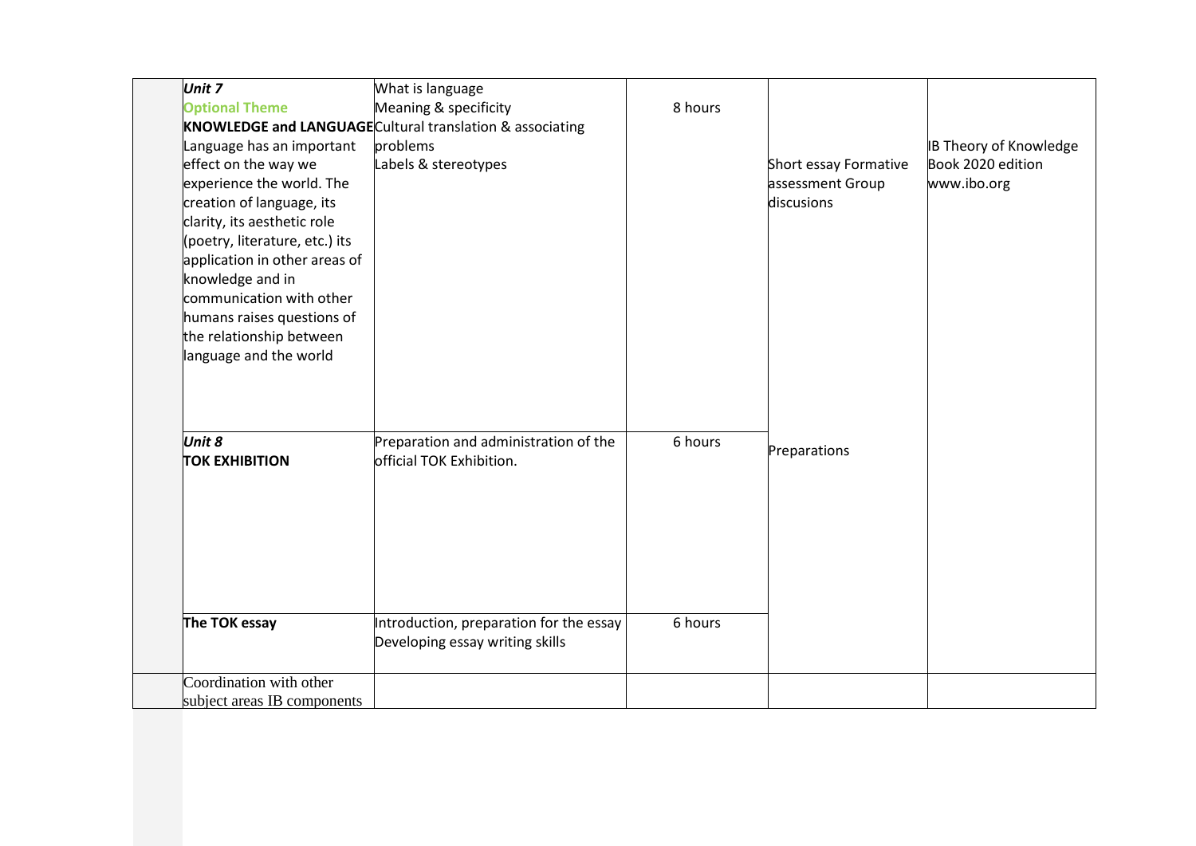|  | ***Unit 7***<br>**Optional Theme**<br>**KNOWLEDGE and LANGUAGE**<br>Language has an important effect on the way we experience the world. The creation of language, its clarity, its aesthetic role (poetry, literature, etc.) its application in other areas of knowledge and in communication with other humans raises questions of the relationship between language and the world | What is language<br>Meaning & specificity<br>Cultural translation & associating problems<br>Labels & stereotypes | 8 hours | Short essay Formative assessment Group discusions | IB Theory of Knowledge Book 2020 edition<br>www.ibo.org |
|---|---|---|---|---|---|
|  | ***Unit 8***<br>**TOK EXHIBITION** | Preparation and administration of the official TOK Exhibition. | 6 hours | Preparations |  |
|  | **The TOK essay** | Introduction, preparation for the essay<br>Developing essay writing skills | 6 hours |  |  |
|  | Coordination with other subject areas IB components |  |  |  |  |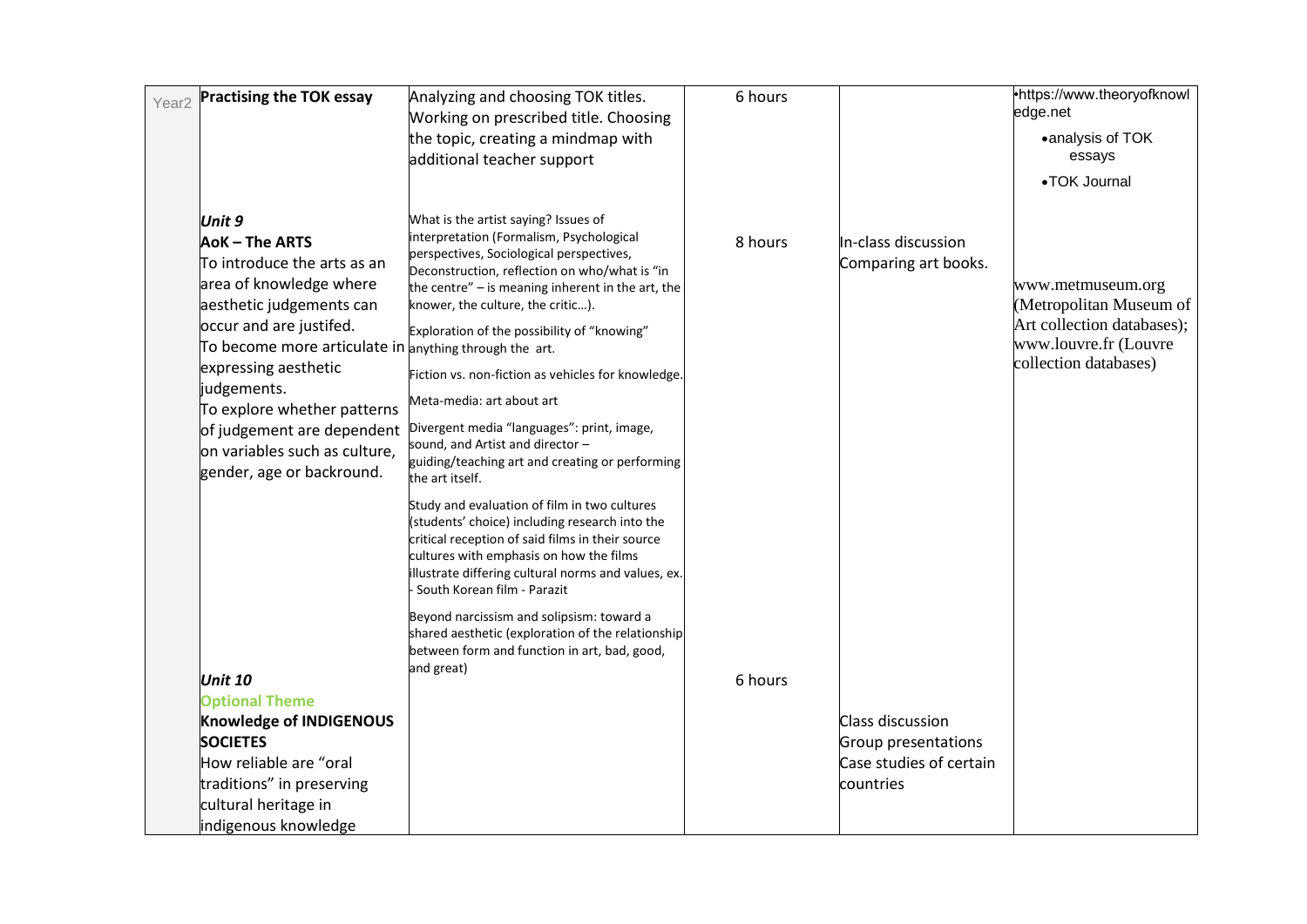| | | | | | |
|---|---|---|---|---|---|
| Year2 | **Practising the TOK essay** | Analyzing and choosing TOK titles. Working on prescribed title. Choosing the topic, creating a mindmap with additional teacher support | 6 hours | | •https://www.theoryofknowledge.net<br>•analysis of TOK essays<br>•TOK Journal |
| | ***Unit 9***<br>**AoK – The ARTS**<br>To introduce the arts as an area of knowledge where aesthetic judgements can occur and are justifed.<br>To become more articulate in expressing aesthetic judgements.<br>To explore whether patterns of judgement are dependent on variables such as culture, gender, age or backround. | What is the artist saying? Issues of interpretation (Formalism, Psychological perspectives, Sociological perspectives, Deconstruction, reflection on who/what is "in the centre" – is meaning inherent in the art, the knower, the culture, the critic…).<br>Exploration of the possibility of "knowing" anything through the art.<br>Fiction vs. non-fiction as vehicles for knowledge.<br>Meta-media: art about art<br>Divergent media "languages": print, image, sound, and Artist and director – guiding/teaching art and creating or performing the art itself.<br>Study and evaluation of film in two cultures (students' choice) including research into the critical reception of said films in their source cultures with emphasis on how the films illustrate differing cultural norms and values, ex. - South Korean film - Parazit<br>Beyond narcissism and solipsism: toward a shared aesthetic (exploration of the relationship between form and function in art, bad, good, and great) | 8 hours | In-class discussion<br>Comparing art books. | www.metmuseum.org (Metropolitan Museum of Art collection databases); www.louvre.fr (Louvre collection databases) |
| | ***Unit 10***<br>**Optional Theme**<br>**Knowledge of INDIGENOUS SOCIETES**<br>How reliable are "oral traditions" in preserving cultural heritage in indigenous knowledge | | 6 hours | Class discussion<br>Group presentations<br>Case studies of certain countries | |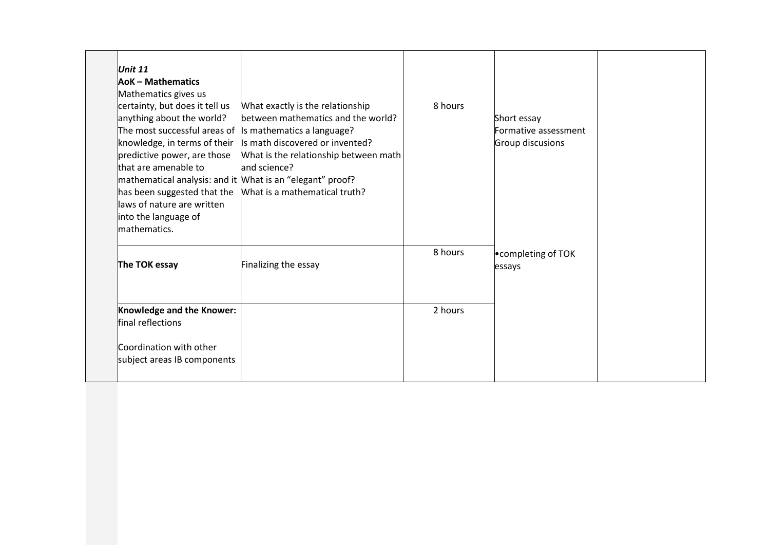| | | | | | |
|---|---|---|---|---|---|
| | ***Unit 11*** <br> **AoK – Mathematics** <br> Mathematics gives us certainty, but does it tell us anything about the world? The most successful areas of knowledge, in terms of their predictive power, are those that are amenable to mathematical analysis: and it has been suggested that the laws of nature are written into the language of mathematics. | What exactly is the relationship between mathematics and the world? <br> Is mathematics a language? <br> Is math discovered or invented? <br> What is the relationship between math and science? <br> What is an "elegant" proof? <br> What is a mathematical truth? | 8 hours | Short essay <br> Formative assessment <br> Group discusions | |
| | **The TOK essay** | Finalizing the essay | 8 hours | •completing of TOK essays | |
| | **Knowledge and the Knower:** final reflections <br><br> Coordination with other subject areas IB components | | 2 hours | | |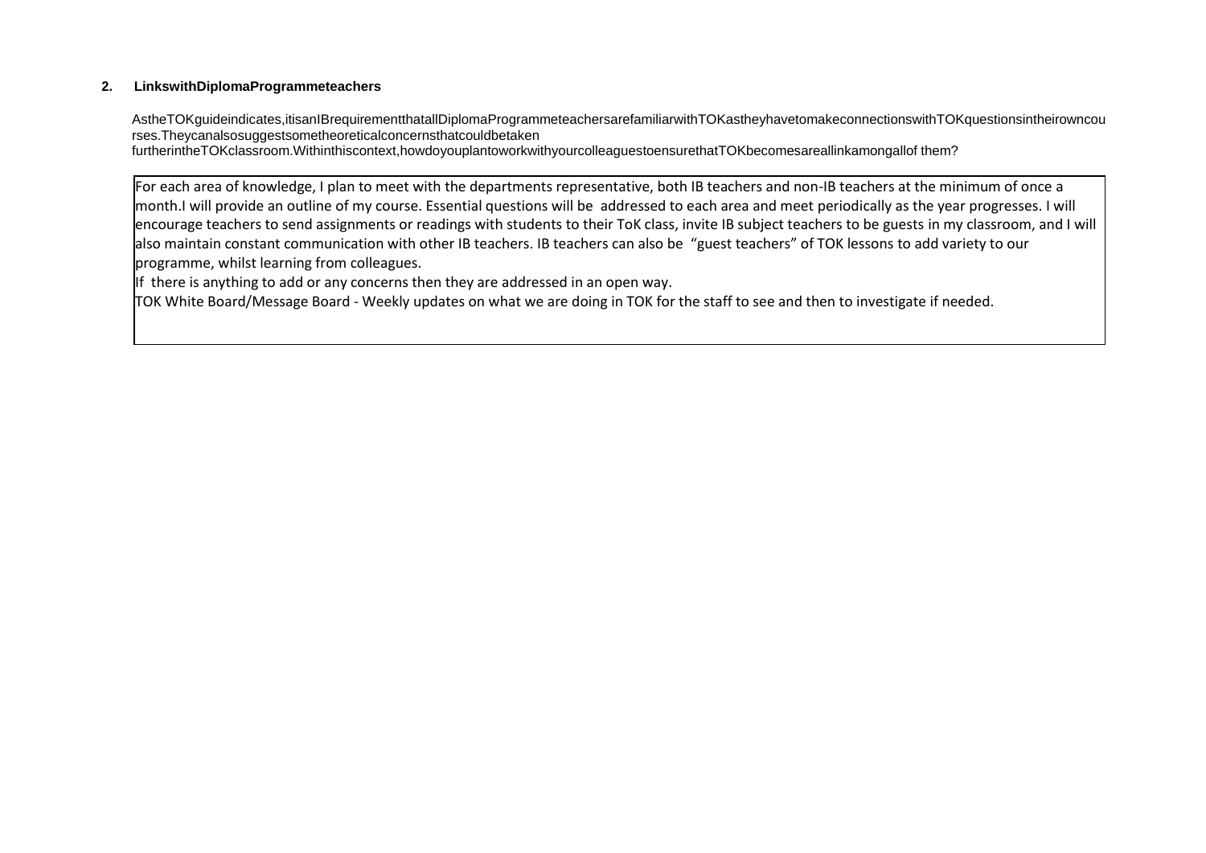## 2. LinkswithDiplomaProgrammeteachers

AstheTOKguideindicates,itisanIBrequirementthatallDiplomaProgrammeteachersarefamiliarwithTOKastheyhavetomakeconnectionswithTOKquestionsintheirowncourses.Theycanalsosuggestsometheoreticalconcernsthatcouldbetaken furtherintheTOKclassroom.Withinthiscontext,howdoyouplantoworkwithyourcolleaguestoensurethatTOKbecomesareallinkamongallof them?

For each area of knowledge, I plan to meet with the departments representative, both IB teachers and non-IB teachers at the minimum of once a month.I will provide an outline of my course. Essential questions will be addressed to each area and meet periodically as the year progresses. I will encourage teachers to send assignments or readings with students to their ToK class, invite IB subject teachers to be guests in my classroom, and I will also maintain constant communication with other IB teachers. IB teachers can also be "guest teachers" of TOK lessons to add variety to our programme, whilst learning from colleagues.

If there is anything to add or any concerns then they are addressed in an open way.

TOK White Board/Message Board - Weekly updates on what we are doing in TOK for the staff to see and then to investigate if needed.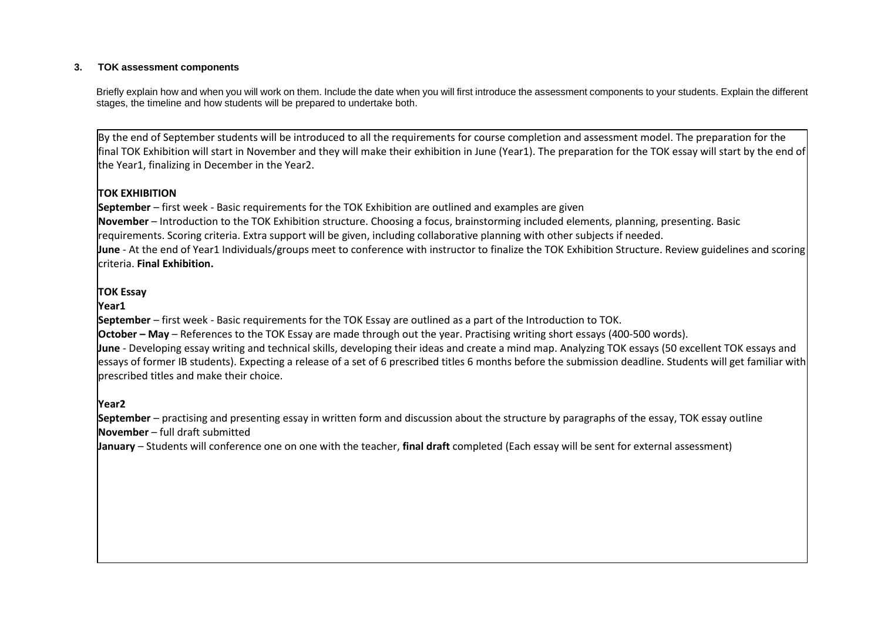### 3. TOK assessment components

Briefly explain how and when you will work on them. Include the date when you will first introduce the assessment components to your students. Explain the different stages, the timeline and how students will be prepared to undertake both.

By the end of September students will be introduced to all the requirements for course completion and assessment model. The preparation for the final TOK Exhibition will start in November and they will make their exhibition in June (Year1). The preparation for the TOK essay will start by the end of the Year1, finalizing in December in the Year2.

**TOK EXHIBITION**

**September** – first week - Basic requirements for the TOK Exhibition are outlined and examples are given

**November** – Introduction to the TOK Exhibition structure. Choosing a focus, brainstorming included elements, planning, presenting. Basic requirements. Scoring criteria. Extra support will be given, including collaborative planning with other subjects if needed.

**June** - At the end of Year1 Individuals/groups meet to conference with instructor to finalize the TOK Exhibition Structure. Review guidelines and scoring criteria. **Final Exhibition.**

**TOK Essay**

**Year1**

**September** – first week - Basic requirements for the TOK Essay are outlined as a part of the Introduction to TOK.

**October – May** – References to the TOK Essay are made through out the year. Practising writing short essays (400-500 words).

**June** - Developing essay writing and technical skills, developing their ideas and create a mind map. Analyzing TOK essays (50 excellent TOK essays and essays of former IB students). Expecting a release of a set of 6 prescribed titles 6 months before the submission deadline. Students will get familiar with prescribed titles and make their choice.

**Year2**

**September** – practising and presenting essay in written form and discussion about the structure by paragraphs of the essay, TOK essay outline

**November** – full draft submitted

**January** – Students will conference one on one with the teacher, **final draft** completed (Each essay will be sent for external assessment)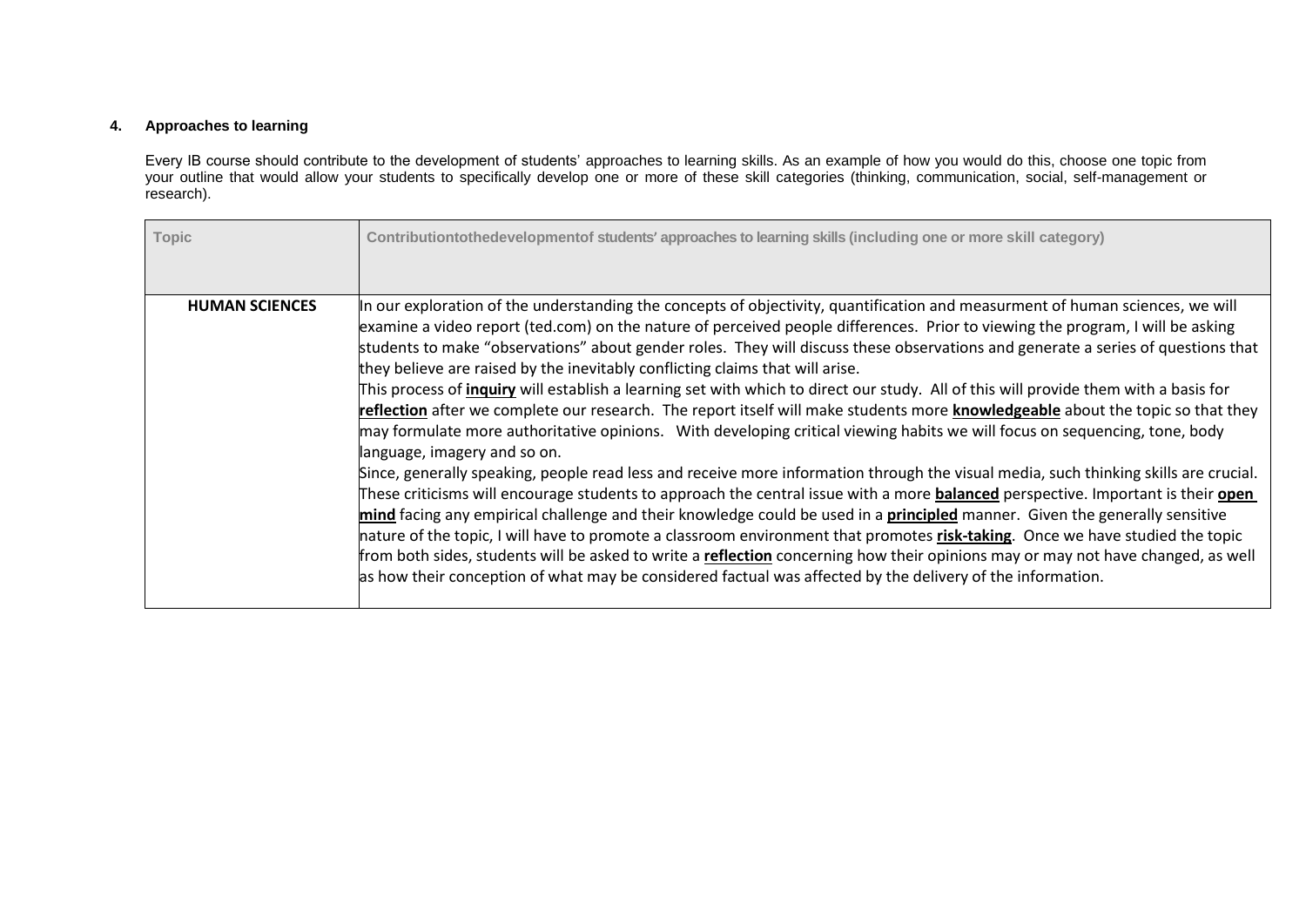### 4. Approaches to learning

Every IB course should contribute to the development of students' approaches to learning skills. As an example of how you would do this, choose one topic from your outline that would allow your students to specifically develop one or more of these skill categories (thinking, communication, social, self-management or research).

| Topic | Contributiontothedevelopmentof students' approaches to learning skills (including one or more skill category) |
|---|---|
| **HUMAN SCIENCES** | In our exploration of the understanding the concepts of objectivity, quantification and measurment of human sciences, we will examine a video report (ted.com) on the nature of perceived people differences. Prior to viewing the program, I will be asking students to make "observations" about gender roles. They will discuss these observations and generate a series of questions that they believe are raised by the inevitably conflicting claims that will arise.<br>This process of **inquiry** will establish a learning set with which to direct our study. All of this will provide them with a basis for **reflection** after we complete our research. The report itself will make students more **knowledgeable** about the topic so that they may formulate more authoritative opinions. With developing critical viewing habits we will focus on sequencing, tone, body language, imagery and so on.<br>Since, generally speaking, people read less and receive more information through the visual media, such thinking skills are crucial. These criticisms will encourage students to approach the central issue with a more **balanced** perspective. Important is their **open mind** facing any empirical challenge and their knowledge could be used in a **principled** manner. Given the generally sensitive nature of the topic, I will have to promote a classroom environment that promotes **risk-taking**. Once we have studied the topic from both sides, students will be asked to write a **reflection** concerning how their opinions may or may not have changed, as well as how their conception of what may be considered factual was affected by the delivery of the information. |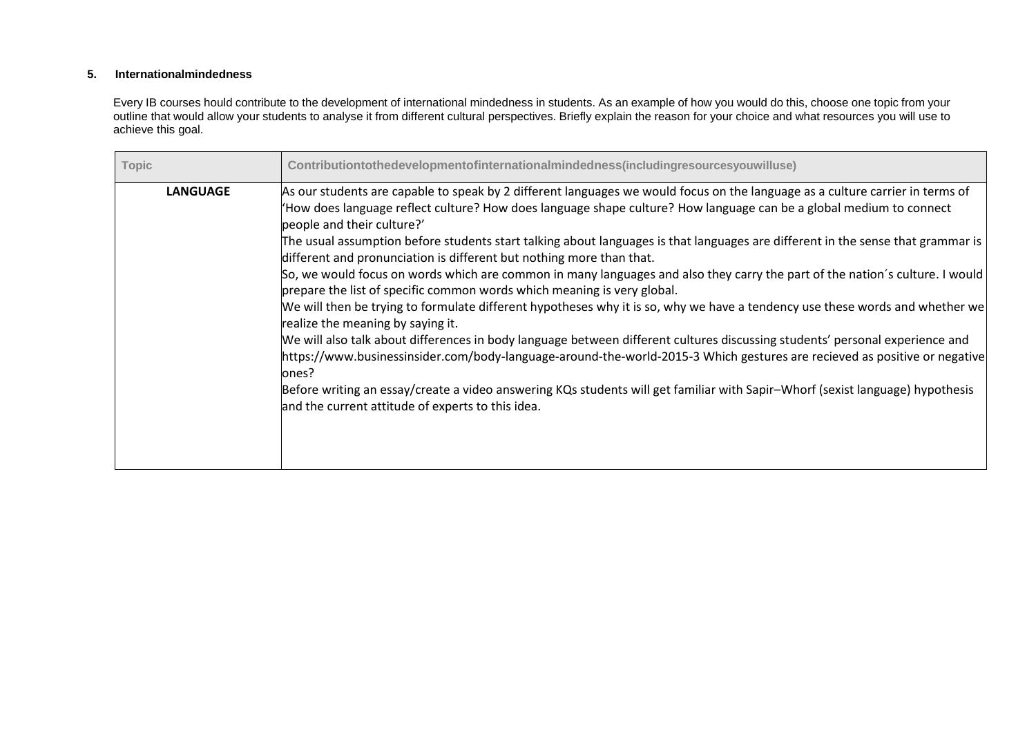**5. Internationalmindedness**

Every IB courses hould contribute to the development of international mindedness in students. As an example of how you would do this, choose one topic from your outline that would allow your students to analyse it from different cultural perspectives. Briefly explain the reason for your choice and what resources you will use to achieve this goal.

| Topic | Contributiontothedevelopmentofinternationalmindedness(includingresourcesyouwilluse) |
|---|---|
| **LANGUAGE** | As our students are capable to speak by 2 different languages we would focus on the language as a culture carrier in terms of 'How does language reflect culture? How does language shape culture? How language can be a global medium to connect people and their culture?'<br>The usual assumption before students start talking about languages is that languages are different in the sense that grammar is different and pronunciation is different but nothing more than that.<br>So, we would focus on words which are common in many languages and also they carry the part of the nation´s culture. I would prepare the list of specific common words which meaning is very global.<br>We will then be trying to formulate different hypotheses why it is so, why we have a tendency use these words and whether we realize the meaning by saying it.<br>We will also talk about differences in body language between different cultures discussing students' personal experience and https://www.businessinsider.com/body-language-around-the-world-2015-3 Which gestures are recieved as positive or negative ones?<br>Before writing an essay/create a video answering KQs students will get familiar with Sapir–Whorf (sexist language) hypothesis and the current attitude of experts to this idea. |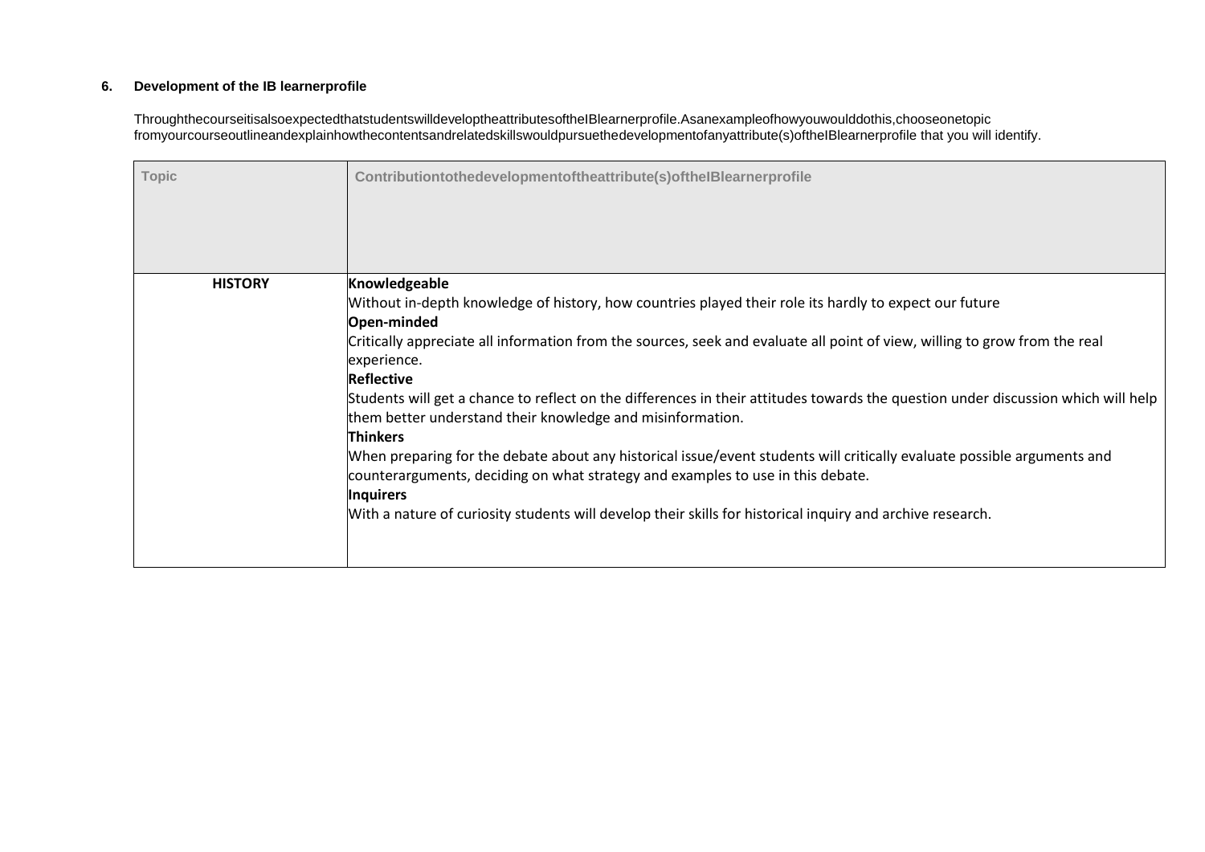### 6. Development of the IB learnerprofile

ThroughthecourseitisalsoexpectedthatstudentswilldeveloptheattributesoftheIBlearnerprofile.Asanexampleofhowyouwoulddothis,chooseonetopic fromyourcourseoutlineandexplainhowthecontentsandrelatedskillswouldpursuethedevelopmentofanyattribute(s)oftheIBlearnerprofile that you will identify.

| Topic | ContributiontothedevelopmentoftheattributeS)oftheIBlearnerprofile |
|---|---|
| **HISTORY** | **Knowledgeable**<br>Without in-depth knowledge of history, how countries played their role its hardly to expect our future<br>**Open-minded**<br>Critically appreciate all information from the sources, seek and evaluate all point of view, willing to grow from the real experience.<br>**Reflective**<br>Students will get a chance to reflect on the differences in their attitudes towards the question under discussion which will help them better understand their knowledge and misinformation.<br>**Thinkers**<br>When preparing for the debate about any historical issue/event students will critically evaluate possible arguments and counterarguments, deciding on what strategy and examples to use in this debate.<br>**Inquirers**<br>With a nature of curiosity students will develop their skills for historical inquiry and archive research. |